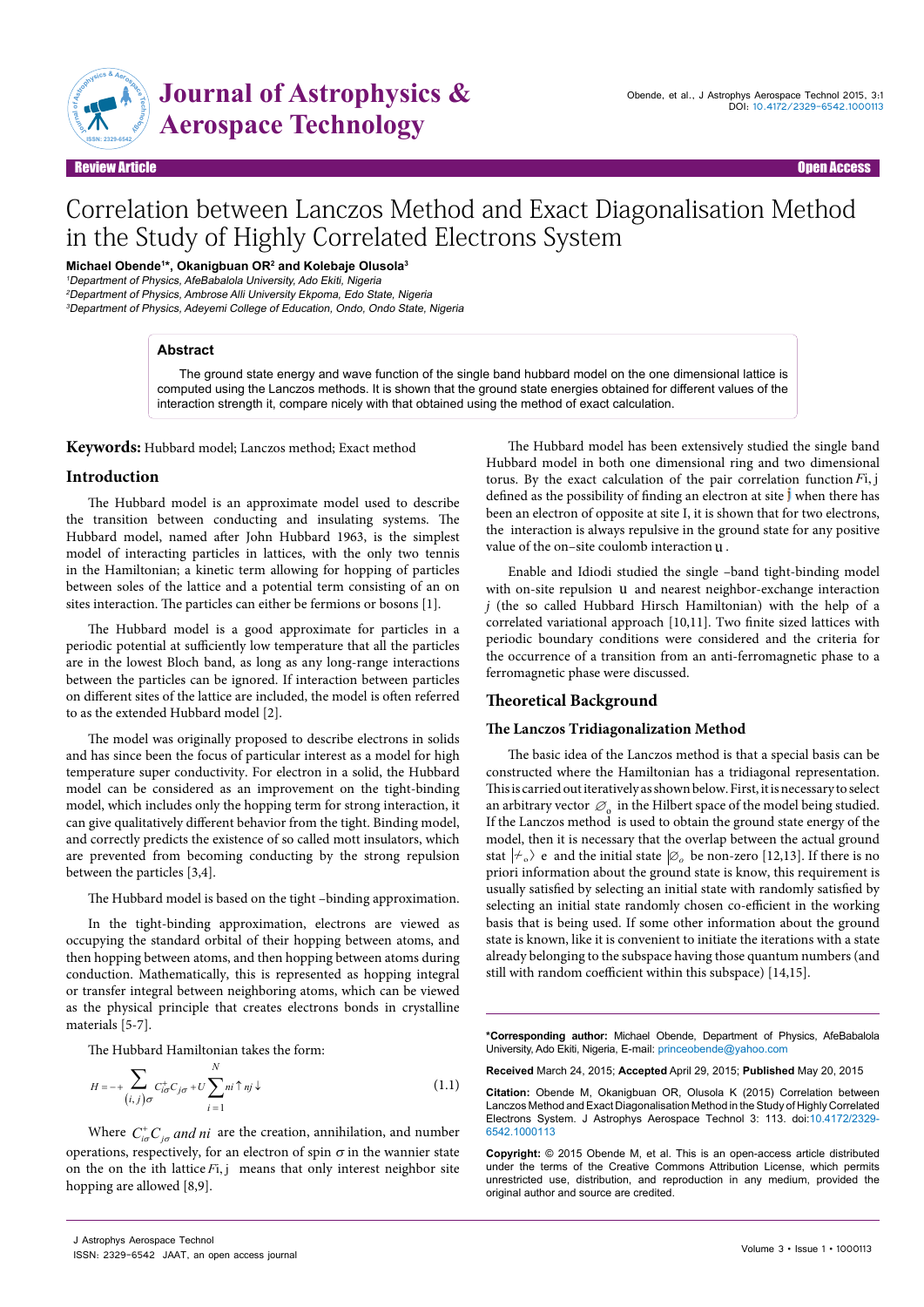# Correlation between Lanczos Method and Exact Diagonalisation Method in the Study of Highly Correlated Electrons System

**Michael Obende[1]*, Okanigbuan OR[2] and Kolebaje Olusola[3]**

[1]*Department of Physics, AfeBabalola University, Ado Ekiti, Nigeria*
[2]*Department of Physics, Ambrose Alli University Ekpoma, Edo State, Nigeria*
[3]*Department of Physics, Adeyemi College of Education, Ondo, Ondo State, Nigeria*

**Review Article** — **Open Access**

## Abstract

The ground state energy and wave function of the single band hubbard model on the one dimensional lattice is computed using the Lanczos methods. It is shown that the ground state energies obtained for different values of the interaction strength it, compare nicely with that obtained using the method of exact calculation.

**Keywords:** Hubbard model; Lanczos method; Exact method

## Introduction

The Hubbard model is an approximate model used to describe the transition between conducting and insulating systems. The Hubbard model, named after John Hubbard 1963, is the simplest model of interacting particles in lattices, with the only two tennis in the Hamiltonian; a kinetic term allowing for hopping of particles between soles of the lattice and a potential term consisting of an on sites interaction. The particles can either be fermions or bosons [1].

The Hubbard model is a good approximate for particles in a periodic potential at sufficiently low temperature that all the particles are in the lowest Bloch band, as long as any long-range interactions between the particles can be ignored. If interaction between particles on different sites of the lattice are included, the model is often referred to as the extended Hubbard model [2].

The model was originally proposed to describe electrons in solids and has since been the focus of particular interest as a model for high temperature super conductivity. For electron in a solid, the Hubbard model can be considered as an improvement on the tight-binding model, which includes only the hopping term for strong interaction, it can give qualitatively different behavior from the tight. Binding model, and correctly predicts the existence of so called mott insulators, which are prevented from becoming conducting by the strong repulsion between the particles [3,4].

The Hubbard model is based on the tight –binding approximation.

In the tight-binding approximation, electrons are viewed as occupying the standard orbital of their hopping between atoms, and then hopping between atoms, and then hopping between atoms during conduction. Mathematically, this is represented as hopping integral or transfer integral between neighboring atoms, which can be viewed as the physical principle that creates electrons bonds in crystalline materials [5-7].

The Hubbard Hamiltonian takes the form:

$$H = -+\sum_{(i,j)\sigma} C^{+}_{i\sigma} C_{j\sigma} + U\sum_{i=1}^{N} ni\uparrow nj\downarrow \tag{1.1}$$

Where $C^{+}_{i\sigma} C_{j\sigma}$ *and* $ni$ are the creation, annihilation, and number operations, respectively, for an electron of spin $\sigma$ in the wannier state on the on the ith lattice $F$i, j means that only interest neighbor site hopping are allowed [8,9].

The Hubbard model has been extensively studied the single band Hubbard model in both one dimensional ring and two dimensional torus. By the exact calculation of the pair correlation function $F$i, j defined as the possibility of finding an electron at site j when there has been an electron of opposite at site I, it is shown that for two electrons, the interaction is always repulsive in the ground state for any positive value of the on–site coulomb interaction u.

Enable and Idiodi studied the single –band tight-binding model with on-site repulsion u and nearest neighbor-exchange interaction *j* (the so called Hubbard Hirsch Hamiltonian) with the help of a correlated variational approach [10,11]. Two finite sized lattices with periodic boundary conditions were considered and the criteria for the occurrence of a transition from an anti-ferromagnetic phase to a ferromagnetic phase were discussed.

## Theoretical Background

### The Lanczos Tridiagonalization Method

The basic idea of the Lanczos method is that a special basis can be constructed where the Hamiltonian has a tridiagonal representation. This is carried out iteratively as shown below. First, it is necessary to select an arbitrary vector $\varnothing_o$ in the Hilbert space of the model being studied. If the Lanczos method is used to obtain the ground state energy of the model, then it is necessary that the overlap between the actual ground stat $|+_o\rangle$ e and the initial state $|\varnothing_o$ be non-zero [12,13]. If there is no priori information about the ground state is know, this requirement is usually satisfied by selecting an initial state with randomly satisfied by selecting an initial state randomly chosen co-efficient in the working basis that is being used. If some other information about the ground state is known, like it is convenient to initiate the iterations with a state already belonging to the subspace having those quantum numbers (and still with random coefficient within this subspace) [14,15].

---

***Corresponding author:** Michael Obende, Department of Physics, AfeBabalola University, Ado Ekiti, Nigeria, E-mail: princeobende@yahoo.com

**Received** March 24, 2015; **Accepted** April 29, 2015; **Published** May 20, 2015

**Citation:** Obende M, Okanigbuan OR, Olusola K (2015) Correlation between Lanczos Method and Exact Diagonalisation Method in the Study of Highly Correlated Electrons System. J Astrophys Aerospace Technol 3: 113. doi:10.4172/2329-6542.1000113

**Copyright:** © 2015 Obende M, et al. This is an open-access article distributed under the terms of the Creative Commons Attribution License, which permits unrestricted use, distribution, and reproduction in any medium, provided the original author and source are credited.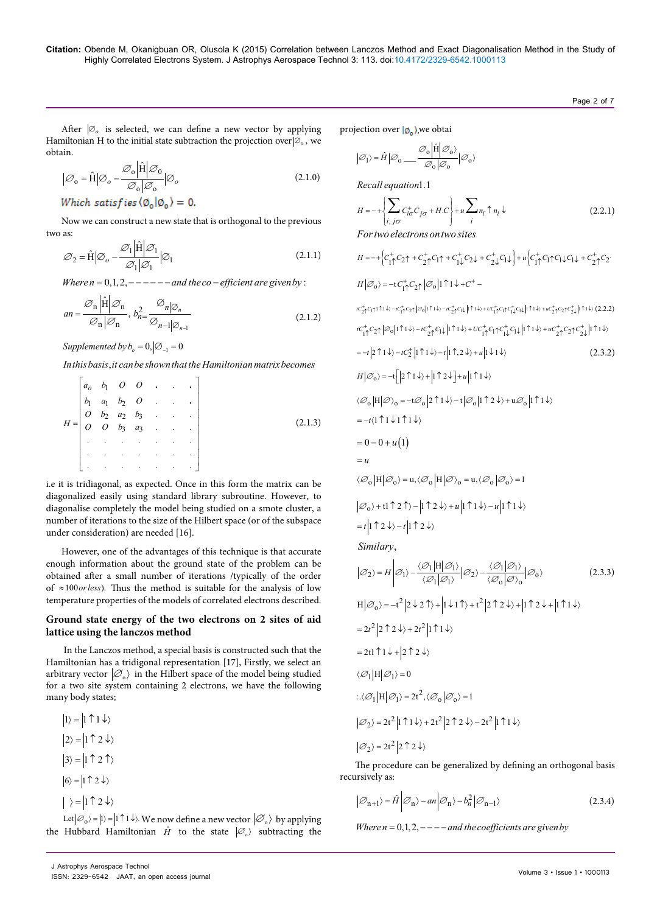After $|\varnothing_o$ is selected, we can define a new vector by applying Hamiltonian H to the initial state subtraction the projection over $|\varnothing_o$, we obtain.

$$\left|\varnothing_{\mathrm{o}} = \hat{\mathrm{H}}\right|\varnothing_o - \frac{\varnothing_{\mathrm{o}}\left|\hat{\mathrm{H}}\right|\varnothing_0}{\varnothing_{\mathrm{o}}|\varnothing_{\mathrm{o}}}|\varnothing_o \tag{2.1.0}$$

*Which satisfies* $\langle\varnothing_0|\varnothing_0\rangle = 0.$

Now we can construct a new state that is orthogonal to the previous two as:

$$\varnothing_2 = \hat{\mathrm{H}}|\varnothing_o - \frac{\varnothing_1\left|\hat{\mathrm{H}}\right|\varnothing_1}{\varnothing_1|\varnothing_1}|\varnothing_1 \tag{2.1.1}$$

*Where* $n = 0,1,2,------$ *and the co-efficient are given by:*

$$an = \frac{\varnothing_{\mathrm{n}}\left|\hat{\mathrm{H}}\right|\varnothing_{\mathrm{n}}}{\varnothing_{\mathrm{n}}|\varnothing_{\mathrm{n}}}, \; b_{n=}^2 \frac{\varnothing_n|\varnothing_n}{\varnothing_{n-1}|\varnothing_{n-1}} \tag{2.1.2}$$

*Supplemented by* $b_o = 0, |\varnothing_{-1} = 0$

*In this basis, it can be shown that the Hamiltonian matrix becomes*

$$H = \begin{bmatrix} a_o & b_1 & O & O & . & . & . \\ b_1 & a_1 & b_2 & O & . & . & . \\ O & b_2 & a_2 & b_3 & . & . & . \\ O & O & b_3 & a_3 & . & . & . \\ . & . & . & . & . & . & . \\ . & . & . & . & . & . & . \\ . & . & . & . & . & . & . \end{bmatrix} \tag{2.1.3}$$

i.e it is tridiagonal, as expected. Once in this form the matrix can be diagonalized easily using standard library subroutine. However, to diagonalise completely the model being studied on a smote cluster, a number of iterations to the size of the Hilbert space (or of the subspace under consideration) are needed [16].

However, one of the advantages of this technique is that accurate enough information about the ground state of the problem can be obtained after a small number of iterations /typically of the order of $\approx 100$ *or less*). Thus the method is suitable for the analysis of low temperature properties of the models of correlated electrons described.

## Ground state energy of the two electrons on 2 sites of aid lattice using the lanczos method

In the Lanczos method, a special basis is constructed such that the Hamiltonian has a tridigonal representation [17], Firstly, we select an arbitrary vector $|\varnothing_o\rangle$ in the Hilbert space of the model being studied for a two site system containing 2 electrons, we have the following many body states;

$|1\rangle = |1\uparrow 1\downarrow\rangle$

$|2\rangle = |1\uparrow 2\downarrow\rangle$

$|3\rangle = |1\uparrow 2\uparrow\rangle$

$|6\rangle = |1\uparrow 2\downarrow\rangle$

$|\;\rangle = |1\uparrow 2\downarrow\rangle$

Let $|\varnothing_o\rangle = |1\rangle = |1\uparrow 1\downarrow\rangle$. We now define a new vector $|\varnothing_o\rangle$ by applying the Hubbard Hamiltonian $\hat{H}$ to the state $|\varnothing_o\rangle$ subtracting the projection over $|\varnothing_o\rangle$, we obtai

$$|\varnothing_1\rangle = \hat{H}|\varnothing_o \_\_ \frac{\varnothing_o\left|\hat{\mathrm{H}}\right|\varnothing_o\rangle}{\varnothing_o|\varnothing_o}|\varnothing_o\rangle$$

*Recall equation* 1.1

$$H = -+\left\{\sum_{i,j\sigma} C_{i\sigma}^{+} C_{j\sigma} + H.C\right\} + u\sum_i n_i \uparrow n_i \downarrow \tag{2.2.1}$$

*For two electrons on two sites*

$$H = -+\left\{C_{1\uparrow}^{+}C_{2\uparrow} + C_{2\uparrow}^{+}C_{1\uparrow} + C_{1\downarrow}^{+}C_{2\downarrow} + C_{2\downarrow}^{+}C_{1\downarrow}\right\} + u\left\{C_{1\uparrow}^{+}C_{1\uparrow}C_{1\downarrow}C_{1\downarrow} + C_{2\uparrow}^{+}C_{2}\right.$$

$$H|\varnothing_o\rangle = -tC_{1\uparrow}^{+}C_{2\uparrow}|\varnothing_o|1\uparrow 1\downarrow + C^{+} -$$

$$tC_{2\uparrow}^{+}C_{1\uparrow}|1\uparrow 1\downarrow\rangle - tC_{1\uparrow}^{+}C_{2\uparrow}|\varnothing_o|1\uparrow 1\downarrow\rangle - tC_{2\uparrow}^{+}C_{1\downarrow}|1\uparrow 1\downarrow\rangle + UC_{1\uparrow}^{+}C_{1\uparrow}C_{1\downarrow}^{+}C_{1\downarrow}|1\uparrow 1\downarrow\rangle + uC_{2\uparrow}^{+}C_{2\uparrow}C_{2\downarrow}^{+}|1\uparrow 1\downarrow\rangle \tag{2.2.2}$$

$$tC_{1\uparrow}^{+}C_{2\uparrow}|\varnothing_o|1\uparrow 1\downarrow\rangle - tC_{2\uparrow}^{+}C_{1\downarrow}|1\uparrow 1\downarrow\rangle + UC_{1\uparrow}^{+}C_{1\uparrow}C_{1\downarrow}^{+}C_{1\downarrow}|1\uparrow 1\downarrow\rangle + uC_{2\uparrow}^{+}C_{2\uparrow}C_{2\downarrow}^{+}|1\uparrow 1\downarrow\rangle$$

$$= -t|2\uparrow 1\downarrow\rangle - tC_2^{+}|1\uparrow 1\downarrow\rangle - t|1\uparrow, 2\downarrow\rangle + u|1\downarrow 1\downarrow\rangle \tag{2.3.2}$$

$$H|\varnothing_o\rangle = -t\left[|2\uparrow 1\downarrow\rangle + |1\uparrow 2\downarrow\right] + u|1\uparrow 1\downarrow\rangle$$

$$\langle\varnothing_o|H|\varnothing\rangle_o = -t\varnothing_o|2\uparrow 1\downarrow\rangle - t|\varnothing_o|1\uparrow 2\downarrow\rangle + u\varnothing_o|1\uparrow 1\downarrow\rangle$$

$$= -t\langle 1\uparrow 1\downarrow 1\uparrow 1\downarrow\rangle$$

$$= 0 - 0 + u(1)$$

$$= u$$

$$\langle\varnothing_o|H|\varnothing_o\rangle = u, \langle\varnothing_o|H|\varnothing\rangle_o = u, \langle\varnothing_o|\varnothing_o\rangle = 1$$

$$|\varnothing_o\rangle + t1\uparrow 2\uparrow\rangle - |1\uparrow 2\downarrow\rangle + u|1\uparrow 1\downarrow\rangle - u|1\uparrow 1\downarrow\rangle$$

$$= t|1\uparrow 2\downarrow\rangle - t|1\uparrow 2\downarrow\rangle$$

*Similary,*

$$|\varnothing_2\rangle = H\left|\varnothing_1\right\rangle - \frac{\langle\varnothing_1|H|\varnothing_1\rangle}{\langle\varnothing_1|\varnothing_1\rangle}|\varnothing_2\rangle - \frac{\langle\varnothing_1|\varnothing_1\rangle}{\langle\varnothing_o|\varnothing\rangle_o}|\varnothing_o\rangle \tag{2.3.3}$$

$$\mathrm{H}|\varnothing_o\rangle = -t^2|2\downarrow 2\uparrow\rangle + |1\downarrow 1\uparrow\rangle + t^2|2\uparrow 2\downarrow\rangle + |1\uparrow 2\downarrow + |1\uparrow 1\downarrow\rangle$$

$$= 2t^2|2\uparrow 2\downarrow\rangle + 2t^2|1\uparrow 1\downarrow\rangle$$

$$= 2t1\uparrow 1\downarrow + |2\uparrow 2\downarrow\rangle$$

$$\langle\varnothing_1|H|\varnothing_1\rangle = 0$$

$$\therefore \langle\varnothing_1|H|\varnothing_1\rangle = 2t^2, \langle\varnothing_o|\varnothing_o\rangle = 1$$

$$|\varnothing_2\rangle = 2t^2|1\uparrow 1\downarrow\rangle + 2t^2|2\uparrow 2\downarrow\rangle - 2t^2|1\uparrow 1\downarrow\rangle$$

$$|\varnothing_2\rangle = 2t^2|2\uparrow 2\downarrow\rangle$$

The procedure can be generalized by defining an orthogonal basis recursively as:

$$|\varnothing_{n+1}\rangle = \hat{H}\left|\varnothing_n\right\rangle - an\left|\varnothing_n\right\rangle - b_n^2\left|\varnothing_{n-1}\right\rangle \tag{2.3.4}$$

*Where* $n = 0,1,2,----$ *and the coefficients are given by*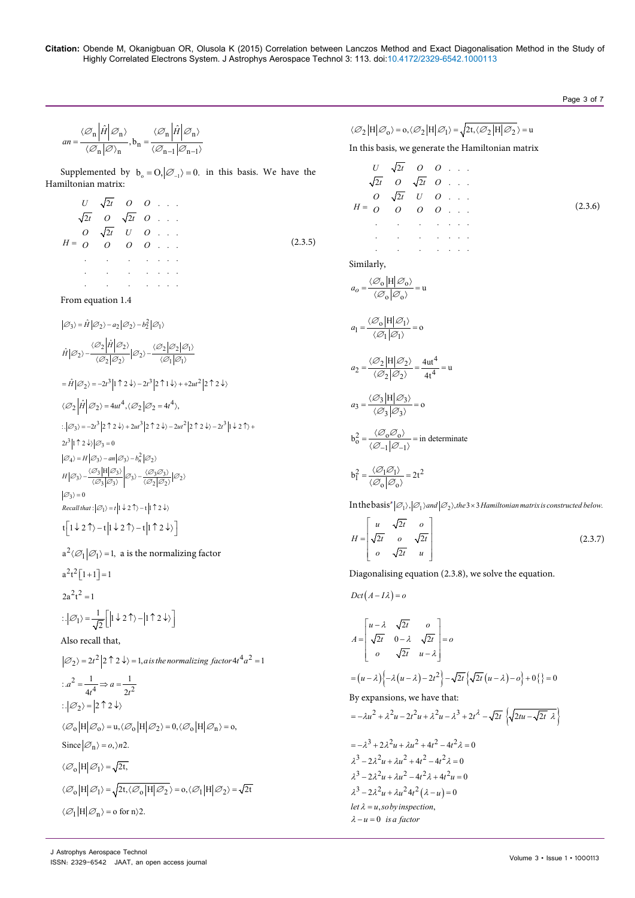$$an = \frac{\langle \varnothing_n | \hat{H} | \varnothing_n \rangle}{\langle \varnothing_n | \varnothing \rangle_n}, b_n = \frac{\langle \varnothing_n | \hat{H} | \varnothing_n \rangle}{\langle \varnothing_{n-1} | \varnothing_{n-1} \rangle}$$

Supplemented by $b_o = O, |\varnothing_{-1}\rangle = 0.$ in this basis. We have the Hamiltonian matrix:

$$H = \begin{matrix} U & \sqrt{2t} & O & O & . & . & . \\ \sqrt{2t} & O & \sqrt{2t} & O & . & . & . \\ O & \sqrt{2t} & U & O & . & . & . \\ O & O & O & O & . & . & . \\ . & . & . & . & . & . & . \\ . & . & . & . & . & . & . \\ . & . & . & . & . & . & . \end{matrix} \quad (2.3.5)$$

From equation 1.4

$$|\varnothing_3\rangle = \hat{H}|\varnothing_2\rangle - a_2|\varnothing_2\rangle - b_2^2|\varnothing_1\rangle$$

$$\hat{H}|\varnothing_2\rangle - \frac{\langle \varnothing_2 | \hat{H} | \varnothing_2 \rangle}{\langle \varnothing_2 | \varnothing_2 \rangle}|\varnothing_2\rangle - \frac{\langle \varnothing_2 | \varnothing_2 | \varnothing_1 \rangle}{\langle \varnothing_1 | \varnothing_1 \rangle}$$

$$= \hat{H}|\varnothing_2\rangle = -2t^3|1\uparrow 2\downarrow\rangle - 2t^3|2\uparrow 1\downarrow\rangle + +2ut^2|2\uparrow 2\downarrow\rangle$$

$$\langle \varnothing_2 | \hat{H} | \varnothing_2 \rangle = 4ut^4, \langle \varnothing_2 | \varnothing_2 = 4t^4 \rangle,$$

$$\therefore |\varnothing_3\rangle = -2t^3|2\uparrow 2\downarrow\rangle + 2ut^3|2\uparrow 2\downarrow\rangle - 2ut^2|2\uparrow 2\downarrow\rangle - 2t^3|1\downarrow 2\uparrow\rangle +$$

$$2t^3|1\uparrow 2\downarrow\rangle|\varnothing_3 = 0$$

$$|\varnothing_4\rangle = H|\varnothing_3\rangle - an|\varnothing_3\rangle - b_n^2|\varnothing_2\rangle$$

$$H|\varnothing_3\rangle - \frac{\langle \varnothing_3 | H | \varnothing_3 \rangle}{\langle \varnothing_3 | \varnothing_3 \rangle}|\varnothing_3\rangle - \frac{\langle \varnothing_3 \varnothing_3 \rangle}{\langle \varnothing_2 | \varnothing_2 \rangle}|\varnothing_2\rangle$$

$$|\varnothing_3\rangle = 0$$

*Recall that* : $|\varnothing_1\rangle = t|1\downarrow 2\uparrow\rangle - t|1\uparrow 2\downarrow\rangle$

$$t\left[1\downarrow 2\uparrow\rangle - t|1\downarrow 2\uparrow\rangle - t|1\uparrow 2\downarrow\rangle\right]$$

$a^2\langle \varnothing_1 | \varnothing_1 \rangle = 1$, a is the normalizing factor

$$a^2t^2[1+1] = 1$$

$$2a^2t^2 = 1$$

$$\therefore |\varnothing_1\rangle = \frac{1}{\sqrt{2}}\left[|1\downarrow 2\uparrow\rangle - |1\uparrow 2\downarrow\rangle\right]$$

Also recall that,

$|\varnothing_2\rangle = 2t^2|2\uparrow 2\downarrow\rangle = 1$, *a is the normalizing factor* $4t^4a^2 = 1$

$$\therefore a^2 = \frac{1}{4t^4} \Rightarrow a = \frac{1}{2t^2}$$

$$\therefore |\varnothing_2\rangle = |2\uparrow 2\downarrow\rangle$$

$$\langle \varnothing_o | H | \varnothing_o \rangle = u, \langle \varnothing_o | H | \varnothing_2 \rangle = 0, \langle \varnothing_o | H | \varnothing_n \rangle = o,$$

Since $|\varnothing_n\rangle = o, \rangle n2.$

$$\langle \varnothing_o | H | \varnothing_1 \rangle = \sqrt{2t},$$

$$\langle \varnothing_o | H | \varnothing_1 \rangle = \sqrt{2t}, \langle \varnothing_o | H | \varnothing_2 \rangle = o, \langle \varnothing_1 | H | \varnothing_2 \rangle = \sqrt{2t}$$

$$\langle \varnothing_1 | H | \varnothing_n \rangle = o \text{ for } n\rangle 2.$$

$$\langle \varnothing_2 | H | \varnothing_o \rangle = o, \langle \varnothing_2 | H | \varnothing_1 \rangle = \sqrt{2t}, \langle \varnothing_2 | H | \varnothing_2 \rangle = u$$

In this basis, we generate the Hamiltonian matrix

$$H = \begin{matrix} U & \sqrt{2t} & O & O & . & . & . \\ \sqrt{2t} & O & \sqrt{2t} & O & . & . & . \\ O & \sqrt{2t} & U & O & . & . & . \\ O & O & O & O & . & . & . \\ . & . & . & . & . & . & . \\ . & . & . & . & . & . & . \\ . & . & . & . & . & . & . \end{matrix} \quad (2.3.6)$$

Similarly,

$$a_o = \frac{\langle \varnothing_o | H | \varnothing_o \rangle}{\langle \varnothing_o | \varnothing_o \rangle} = u$$

$$a_1 = \frac{\langle \varnothing_o | H | \varnothing_1 \rangle}{\langle \varnothing_1 | \varnothing_1 \rangle} = o$$

$$a_2 = \frac{\langle \varnothing_2 | H | \varnothing_2 \rangle}{\langle \varnothing_2 | \varnothing_2 \rangle} = \frac{4ut^4}{4t^4} = u$$

$$a_3 = \frac{\langle \varnothing_3 | H | \varnothing_3 \rangle}{\langle \varnothing_3 | \varnothing_3 \rangle} = o$$

$$b_o^2 = \frac{\langle \varnothing_o \varnothing_o \rangle}{\langle \varnothing_{-1} | \varnothing_{-1} \rangle} = \text{in determinate}$$

$$b_1^2 = \frac{\langle \varnothing_1 \varnothing_1 \rangle}{\langle \varnothing_o | \varnothing_o \rangle} = 2t^2$$

In the basis* $|\varnothing_1\rangle, |\varnothing_1\rangle$ *and* $|\varnothing_2\rangle$, *the* $3\times 3$ *Hamiltonian matrix is constructed below.*

$$H = \begin{bmatrix} u & \sqrt{2t} & o \\ \sqrt{2t} & o & \sqrt{2t} \\ o & \sqrt{2t} & u \end{bmatrix} \quad (2.3.7)$$

Diagonalising equation (2.3.8), we solve the equation.

$$Dct(A - I\lambda) = o$$

$$A = \begin{vmatrix} u-\lambda & \sqrt{2t} & o \\ \sqrt{2t} & 0-\lambda & \sqrt{2t} \\ o & \sqrt{2t} & u-\lambda \end{vmatrix} = o$$

$$= (u-\lambda)\left\{-\lambda(u-\lambda) - 2t^2\right\} - \sqrt{2t}\left\{\sqrt{2t}(u-\lambda) - o\right\} + 0\{\} = 0$$

By expansions, we have that:

$$= -\lambda u^2 + \lambda^2 u - 2t^2 u + \lambda^2 u - \lambda^3 + 2t^\lambda - \sqrt{2t}\left\{\sqrt{2tu - \sqrt{2t}\,\lambda}\right\}$$

$$= -\lambda^3 + 2\lambda^2 u + \lambda u^2 + 4t^2 - 4t^2\lambda = 0$$

$$\lambda^3 - 2\lambda^2 u + \lambda u^2 + 4t^2 - 4t^2\lambda = 0$$

$$\lambda^3 - 2\lambda^2 u + \lambda u^2 - 4t^2\lambda + 4t^2 u = 0$$

$$\lambda^3 - 2\lambda^2 u + \lambda u^2 4t^2(\lambda - u) = 0$$

*let* $\lambda = u$, *so by inspection,*

$\lambda - u = 0$ *is a factor*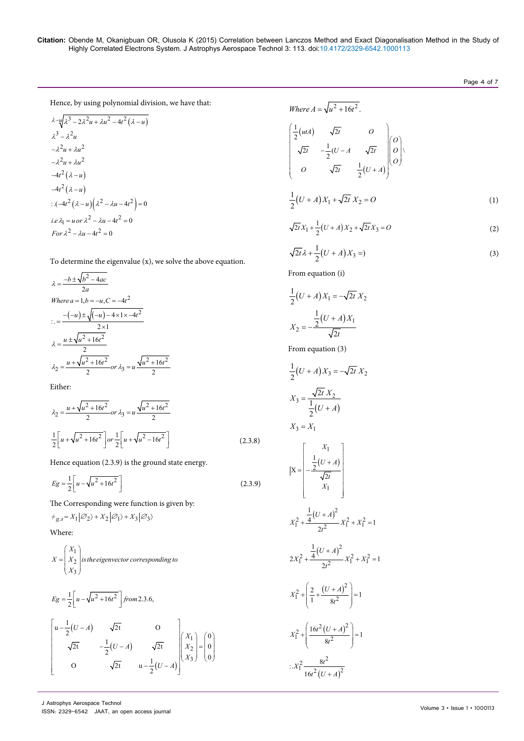Hence, by using polynomial division, we have that:

$$\lambda - u\sqrt{\lambda^3 - 2\lambda^2 u + \lambda u^2 - 4t^2(\lambda - u)}$$

$$\lambda^3 - \lambda^2 u$$

$$-\lambda^2 u + \lambda u^2$$

$$-\lambda^2 u + \lambda u^2$$

$$-4t^2(\lambda - u)$$

$$-4t^2(\lambda - u)$$

$$\therefore (-4t^2(\lambda - u)\left(\lambda^2 - \lambda u - 4t^2\right) = 0$$

$$i.e\, \lambda_1 = u \, or \, \lambda^2 - \lambda u - 4t^2 = 0$$

$$For\, \lambda^2 - \lambda u - 4t^2 = 0$$

To determine the eigenvalue (x), we solve the above equation.

$$\lambda = \frac{-b \pm \sqrt{b^2 - 4ac}}{2a}$$

$$Where\, a = 1, b = -u, C = -4t^2$$

$$\therefore = \frac{-(-u) \pm \sqrt{(-u) - 4 \times 1 \times -4t^2}}{2 \times 1}$$

$$\lambda = \frac{u \pm \sqrt{u^2 + 16t^2}}{2}$$

$$\lambda_2 = \frac{u + \sqrt{u^2 + 16t^2}}{2} or\, \lambda_3 = u\frac{\sqrt{u^2 + 16t^2}}{2}$$

Either:

$$\lambda_2 = \frac{u + \sqrt{u^2 + 16t^2}}{2} or\, \lambda_3 = u\frac{\sqrt{u^2 + 16t^2}}{2}$$

$$\frac{1}{2}\left[u + \sqrt{u^2 + 16t^2}\right] or \frac{1}{2}\left[u + \sqrt{u^2 - 16t^2}\right] \tag{2.3.8}$$

Hence equation (2.3.9) is the ground state energy.

$$Eg = \frac{1}{2}\left[u - \sqrt{u^2 + 16t^2}\right] \tag{2.3.9}$$

The Corresponding were function is given by:

$$\psi_{g.s} = X_1|\varnothing_2\rangle + X_2|\varnothing_1\rangle + X_3|\varnothing_3\rangle$$

Where:

$$X = \begin{pmatrix} X_1 \\ X_2 \\ X_3 \end{pmatrix} is\, the\, eigenvector\, corresponding\, to$$

$$Eg = \frac{1}{2}\left[u - \sqrt{u^2 + 16t^2}\right] from\, 2.3.6,$$

$$\begin{bmatrix} u - \frac{1}{2}(U - A) & \sqrt{2t} & O \\ \sqrt{2t} & -\frac{1}{2}(U - A) & \sqrt{2t} \\ O & \sqrt{2t} & u - \frac{1}{2}(U - A) \end{bmatrix} \begin{pmatrix} X_1 \\ X_2 \\ X_3 \end{pmatrix} = \begin{pmatrix} 0 \\ 0 \\ 0 \end{pmatrix}$$

$$Where\, A = \sqrt{u^2 + 16t^2}.$$

$$\begin{pmatrix} \frac{1}{2}(utA) & \sqrt{2t} & O \\ \sqrt{2t} & -\frac{1}{2}(U - A & \sqrt{2t} \\ O & \sqrt{2t} & \frac{1}{2}(U + A) \end{pmatrix} \begin{pmatrix} O \\ O \\ O \end{pmatrix} \backslash$$

$$\frac{1}{2}(U + A)X_1 + \sqrt{2t}\, X_2 = O \tag{1}$$

$$\sqrt{2t}X_1 + \frac{1}{2}(U + A)X_2 + \sqrt{2t}X_3 = O \tag{2}$$

$$\sqrt{2t}\lambda + \frac{1}{2}(U + A)X_3 =) \tag{3}$$

From equation (i)

$$\frac{1}{2}(U + A)X_1 = -\sqrt{2t}\, X_2$$

$$X_2 = -\frac{\frac{1}{2}(U + A)X_1}{\sqrt{2t}}$$

From equation (3)

$$\frac{1}{2}(U + A)X_3 = -\sqrt{2t}\, X_2$$

$$X_3 = \frac{\sqrt{2t}\, X_2}{\frac{1}{2}(U + A)}$$

$$X_3 = X_1$$

$$|X = \begin{bmatrix} X_1 \\ -\frac{\frac{1}{2}(U + A)}{\sqrt{2t}} \\ X_1 \end{bmatrix}$$

$$X_1^2 + \frac{\frac{1}{4}(U + A)^2}{2t^2}X_1^2 + X_1^2 = 1$$

$$2X_1^2 + \frac{\frac{1}{4}(U + A)^2}{2t^2}X_1^2 + X_1^2 = 1$$

$$X_1^2 + \left(\frac{2}{1} + \frac{(U + A)^2}{8t^2}\right) = 1$$

$$X_1^2 + \left(\frac{16t^2(U + A)^2}{8t^2}\right) = 1$$

$$\therefore X_1^2 \frac{8t^2}{16t^2(U + A)^2}$$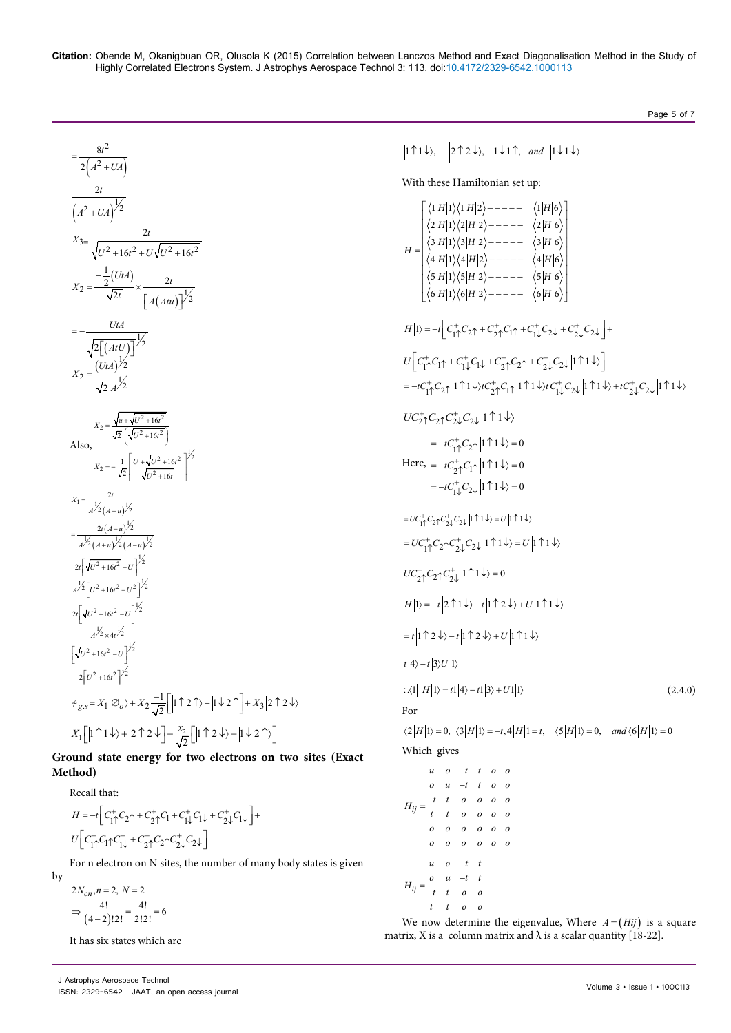$$= \frac{8t^2}{2\left(A^2+UA\right)}$$

$$\frac{2t}{\left(A^2+UA\right)^{1/2}}$$

$$X_3 = \frac{2t}{\sqrt{U^2+16t^2+U\sqrt{U^2+16t^2}}}$$

$$X_2 = \frac{-\frac{1}{2}(UtA)}{\sqrt{2t}} \times \frac{2t}{\left[A(Atu)\right]^{1/2}}$$

$$= -\frac{UtA}{\sqrt{2\left[(AtU)\right]}^{1/2}}$$

$$X_2 = \frac{(UtA)^{1/2}}{\sqrt{2}\,A^{1/2}}$$

$$X_2 = \frac{\sqrt{u+\sqrt{U^2+16t^2}}}{\sqrt{2}\left(\sqrt{U^2+16t^2}\right)}$$

Also,

$$X_2 = -\frac{1}{\sqrt{2}}\left[\frac{U+\sqrt{U^2+16t^2}}{\sqrt{U^2+16t}}\right]^{1/2}$$

$$X_1 = \frac{2t}{A^{1/2}(A+u)^{1/2}}$$

$$= \frac{2t(A-u)^{1/2}}{A^{1/2}(A+u)^{1/2}(A-u)^{1/2}}$$

$$\frac{2t\left[\sqrt{U^2+16t^2}-U\right]^{1/2}}{A^{1/2}\left[U^2+16t^2-U^2\right]^{1/2}}$$

$$\frac{2t\left[\sqrt{U^2+16t^2}-U\right]^{1/2}}{A^{1/2}\times 4t^{1/2}}$$

$$\frac{\left[\sqrt{U^2+16t^2}-U\right]^{1/2}}{2\left[U^2+16t^2\right]^{1/2}}$$

$$\psi_{g.s} = X_1\left|\varnothing_o\right\rangle + X_2\frac{-1}{\sqrt{2}}\left[\left|1\uparrow 2\uparrow\right\rangle - \left|1\downarrow 2\uparrow\right]\right. + X_3\left|2\uparrow 2\downarrow\right\rangle$$

$$X_1\left[\left|1\uparrow 1\downarrow\right\rangle + \left|2\uparrow 2\downarrow\right]\right. - \frac{x_2}{\sqrt{2}}\left[\left|1\uparrow 2\downarrow\right\rangle - \left|1\downarrow 2\uparrow\right\rangle\right]$$

## Ground state energy for two electrons on two sites (Exact Method)

Recall that:

$$H = -t\left[C_{1\uparrow}^{+}C_{2\uparrow} + C_{2\uparrow}^{+}C_{1} + C_{1\downarrow}^{+}C_{1\downarrow} + C_{2\downarrow}^{+}C_{1\downarrow}\right] + U\left[C_{1\uparrow}^{+}C_{1\uparrow}C_{1\downarrow}^{+} + C_{2\uparrow}^{+}C_{2\uparrow}C_{2\downarrow}^{+}C_{2\downarrow}\right]$$

For n electron on N sites, the number of many body states is given by

$$2N_{cn}, n=2,\ N=2$$

$$\Rightarrow \frac{4!}{(4-2)!2!} = \frac{4!}{2!2!} = 6$$

It has six states which are

$$\left|1\uparrow 1\downarrow\right\rangle,\quad \left|2\uparrow 2\downarrow\right\rangle,\quad \left|1\downarrow 1\uparrow,\quad and\ \left|1\downarrow 1\downarrow\right\rangle\right.$$

With these Hamiltonian set up:

$$H = \begin{bmatrix} \langle 1|H|1\rangle\langle 1|H|2\rangle ----- & \langle 1|H|6\rangle \\ \langle 2|H|1\rangle\langle 2|H|2\rangle ----- & \langle 2|H|6\rangle \\ \langle 3|H|1\rangle\langle 3|H|2\rangle ----- & \langle 3|H|6\rangle \\ \langle 4|H|1\rangle\langle 4|H|2\rangle ----- & \langle 4|H|6\rangle \\ \langle 5|H|1\rangle\langle 5|H|2\rangle ----- & \langle 5|H|6\rangle \\ \langle 6|H|1\rangle\langle 6|H|2\rangle ----- & \langle 6|H|6\rangle \end{bmatrix}$$

$$H|1\rangle = -t\left[C_{1\uparrow}^{+}C_{2\uparrow} + C_{2\uparrow}^{+}C_{1\uparrow} + C_{1\downarrow}^{+}C_{2\downarrow} + C_{2\downarrow}^{+}C_{2\downarrow}\right] + U\left[C_{1\uparrow}^{+}C_{1\uparrow} + C_{1\downarrow}^{+}C_{1\downarrow} + C_{2\uparrow}^{+}C_{2\uparrow} + C_{2\downarrow}^{+}C_{2\downarrow}\left|1\uparrow 1\downarrow\right\rangle\right]$$

$$= -tC_{1\uparrow}^{+}C_{2\uparrow}\left|1\uparrow 1\downarrow\right\rangle tC_{2\uparrow}^{+}C_{1\uparrow}\left|1\uparrow 1\downarrow\right\rangle tC_{1\downarrow}^{+}C_{2\downarrow}\left|1\uparrow 1\downarrow\right\rangle + tC_{2\downarrow}^{+}C_{2\downarrow}\left|1\uparrow 1\downarrow\right\rangle$$

$$UC_{2\uparrow}^{+}C_{2\uparrow}C_{2\downarrow}^{+}C_{2\downarrow}\left|1\uparrow 1\downarrow\right\rangle$$

$$= -tC_{1\uparrow}^{+}C_{2\uparrow}\left|1\uparrow 1\downarrow\right\rangle = 0$$

Here, $= -tC_{2\uparrow}^{+}C_{1\uparrow}\left|1\uparrow 1\downarrow\right\rangle = 0$

$$= -tC_{1\downarrow}^{+}C_{2\downarrow}\left|1\uparrow 1\downarrow\right\rangle = 0$$

$$= UC_{1\uparrow}^{+}C_{2\uparrow}C_{2\downarrow}^{+}C_{2\downarrow}\left|1\uparrow 1\downarrow\right\rangle = U\left|1\uparrow 1\downarrow\right\rangle$$

$$= UC_{1\uparrow}^{+}C_{2\uparrow}C_{2\downarrow}^{+}C_{2\downarrow}\left|1\uparrow 1\downarrow\right\rangle = U\left|1\uparrow 1\downarrow\right\rangle$$

$$UC_{2\uparrow}^{+}C_{2\uparrow}C_{2\downarrow}^{+}\left|1\uparrow 1\downarrow\right\rangle = 0$$

$$H|1\rangle = -t\left|2\uparrow 1\downarrow\right\rangle - t\left|1\uparrow 2\downarrow\right\rangle + U\left|1\uparrow 1\downarrow\right\rangle$$

$$= t\left|1\uparrow 2\downarrow\right\rangle - t\left|1\uparrow 2\downarrow\right\rangle + U\left|1\uparrow 1\downarrow\right\rangle$$

$$t|4\rangle - t|3\rangle U|1\rangle$$

$$\therefore \langle 1|\ H|1\rangle = t1|4\rangle - t1|3\rangle + U1|1\rangle \tag{2.4.0}$$

For

$$\langle 2|H|1\rangle = 0,\ \langle 3|H|1\rangle = -t, 4|H|1 = t,\quad \langle 5|H|1\rangle = 0,\quad and\ \langle 6|H|1\rangle = 0$$

Which gives

$$H_{ij} = \begin{matrix} u & o & -t & t & o & o \\ o & u & -t & t & o & o \\ -t & t & o & o & o & o \\ t & t & o & o & o & o \\ o & o & o & o & o & o \\ o & o & o & o & o & o \end{matrix}$$

$$H_{ij} = \begin{matrix} u & o & -t & t \\ o & u & -t & t \\ -t & t & o & o \\ t & t & o & o \end{matrix}$$

We now determine the eigenvalue, Where $A=(Hij)$ is a square matrix, X is a column matrix and λ is a scalar quantity [18-22].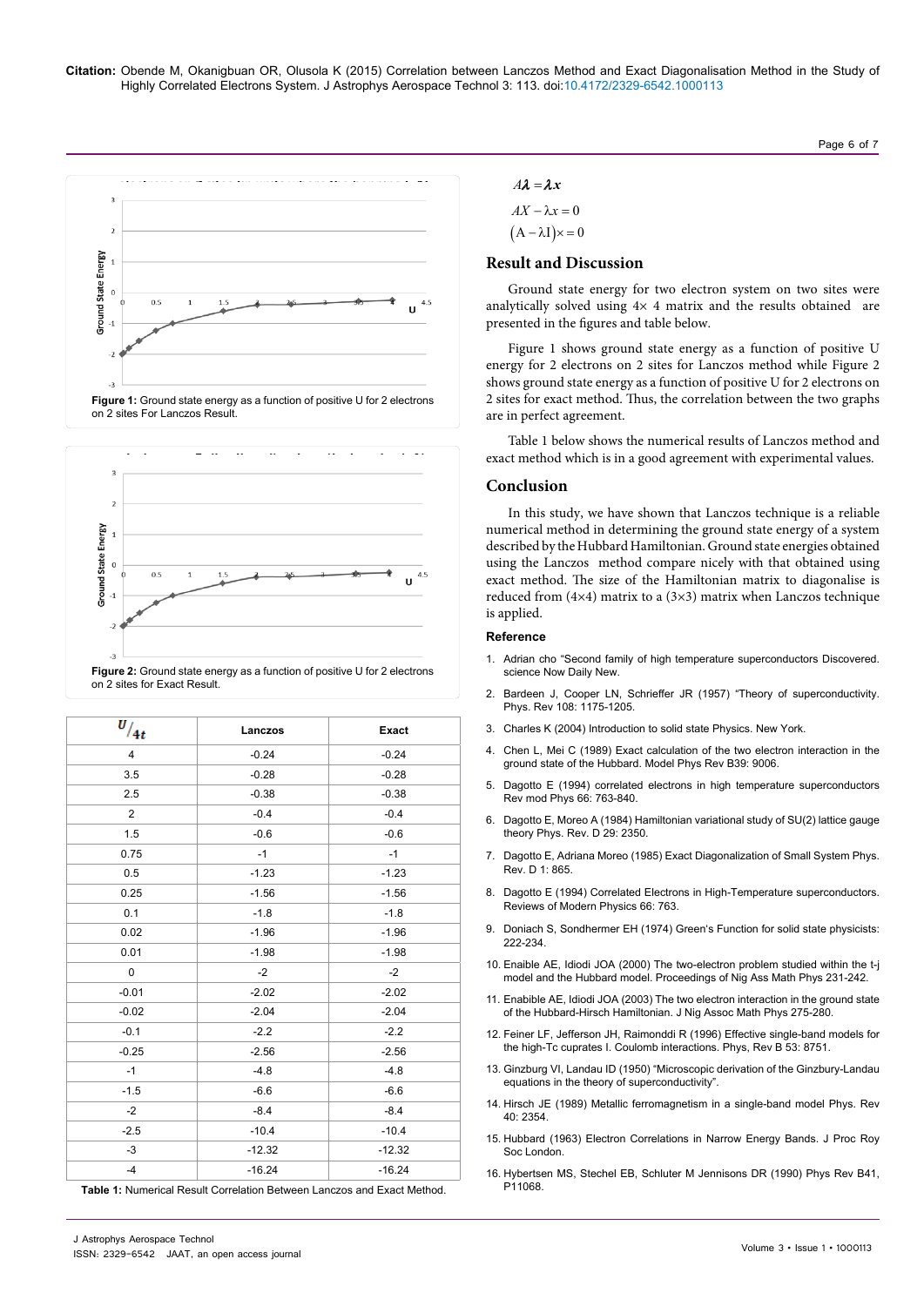Figure 1: Ground state energy as a function of positive U for 2 electrons on 2 sites For Lanczos Result.

Figure 2: Ground state energy as a function of positive U for 2 electrons on 2 sites for Exact Result.

| $U/_{4t}$ | Lanczos | Exact |
|---|---|---|
| 4 | -0.24 | -0.24 |
| 3.5 | -0.28 | -0.28 |
| 2.5 | -0.38 | -0.38 |
| 2 | -0.4 | -0.4 |
| 1.5 | -0.6 | -0.6 |
| 0.75 | -1 | -1 |
| 0.5 | -1.23 | -1.23 |
| 0.25 | -1.56 | -1.56 |
| 0.1 | -1.8 | -1.8 |
| 0.02 | -1.96 | -1.96 |
| 0.01 | -1.98 | -1.98 |
| 0 | -2 | -2 |
| -0.01 | -2.02 | -2.02 |
| -0.02 | -2.04 | -2.04 |
| -0.1 | -2.2 | -2.2 |
| -0.25 | -2.56 | -2.56 |
| -1 | -4.8 | -4.8 |
| -1.5 | -6.6 | -6.6 |
| -2 | -8.4 | -8.4 |
| -2.5 | -10.4 | -10.4 |
| -3 | -12.32 | -12.32 |
| -4 | -16.24 | -16.24 |

Table 1: Numerical Result Correlation Between Lanczos and Exact Method.

$$A\boldsymbol{\lambda} = \boldsymbol{\lambda x}$$

$$AX - \lambda x = 0$$

$$(A - \lambda I)\times = 0$$

## Result and Discussion

Ground state energy for two electron system on two sites were analytically solved using 4× 4 matrix and the results obtained are presented in the figures and table below.

Figure 1 shows ground state energy as a function of positive U energy for 2 electrons on 2 sites for Lanczos method while Figure 2 shows ground state energy as a function of positive U for 2 electrons on 2 sites for exact method. Thus, the correlation between the two graphs are in perfect agreement.

Table 1 below shows the numerical results of Lanczos method and exact method which is in a good agreement with experimental values.

## Conclusion

In this study, we have shown that Lanczos technique is a reliable numerical method in determining the ground state energy of a system described by the Hubbard Hamiltonian. Ground state energies obtained using the Lanczos method compare nicely with that obtained using exact method. The size of the Hamiltonian matrix to diagonalise is reduced from (4×4) matrix to a (3×3) matrix when Lanczos technique is applied.

### Reference

1. Adrian cho "Second family of high temperature superconductors Discovered. science Now Daily New.
2. Bardeen J, Cooper LN, Schrieffer JR (1957) "Theory of superconductivity. Phys. Rev 108: 1175-1205.
3. Charles K (2004) Introduction to solid state Physics. New York.
4. Chen L, Mei C (1989) Exact calculation of the two electron interaction in the ground state of the Hubbard. Model Phys Rev B39: 9006.
5. Dagotto E (1994) correlated electrons in high temperature superconductors Rev mod Phys 66: 763-840.
6. Dagotto E, Moreo A (1984) Hamiltonian variational study of SU(2) lattice gauge theory Phys. Rev. D 29: 2350.
7. Dagotto E, Adriana Moreo (1985) Exact Diagonalization of Small System Phys. Rev. D 1: 865.
8. Dagotto E (1994) Correlated Electrons in High-Temperature superconductors. Reviews of Modern Physics 66: 763.
9. Doniach S, Sondhermer EH (1974) Green's Function for solid state physicists: 222-234.
10. Enaible AE, Idiodi JOA (2000) The two-electron problem studied within the t-j model and the Hubbard model. Proceedings of Nig Ass Math Phys 231-242.
11. Enabible AE, Idiodi JOA (2003) The two electron interaction in the ground state of the Hubbard-Hirsch Hamiltonian. J Nig Assoc Math Phys 275-280.
12. Feiner LF, Jefferson JH, Raimonddi R (1996) Effective single-band models for the high-Tc cuprates I. Coulomb interactions. Phys, Rev B 53: 8751.
13. Ginzburg VI, Landau ID (1950) "Microscopic derivation of the Ginzbury-Landau equations in the theory of superconductivity".
14. Hirsch JE (1989) Metallic ferromagnetism in a single-band model Phys. Rev 40: 2354.
15. Hubbard (1963) Electron Correlations in Narrow Energy Bands. J Proc Roy Soc London.
16. Hybertsen MS, Stechel EB, Schluter M Jennisons DR (1990) Phys Rev B41, P11068.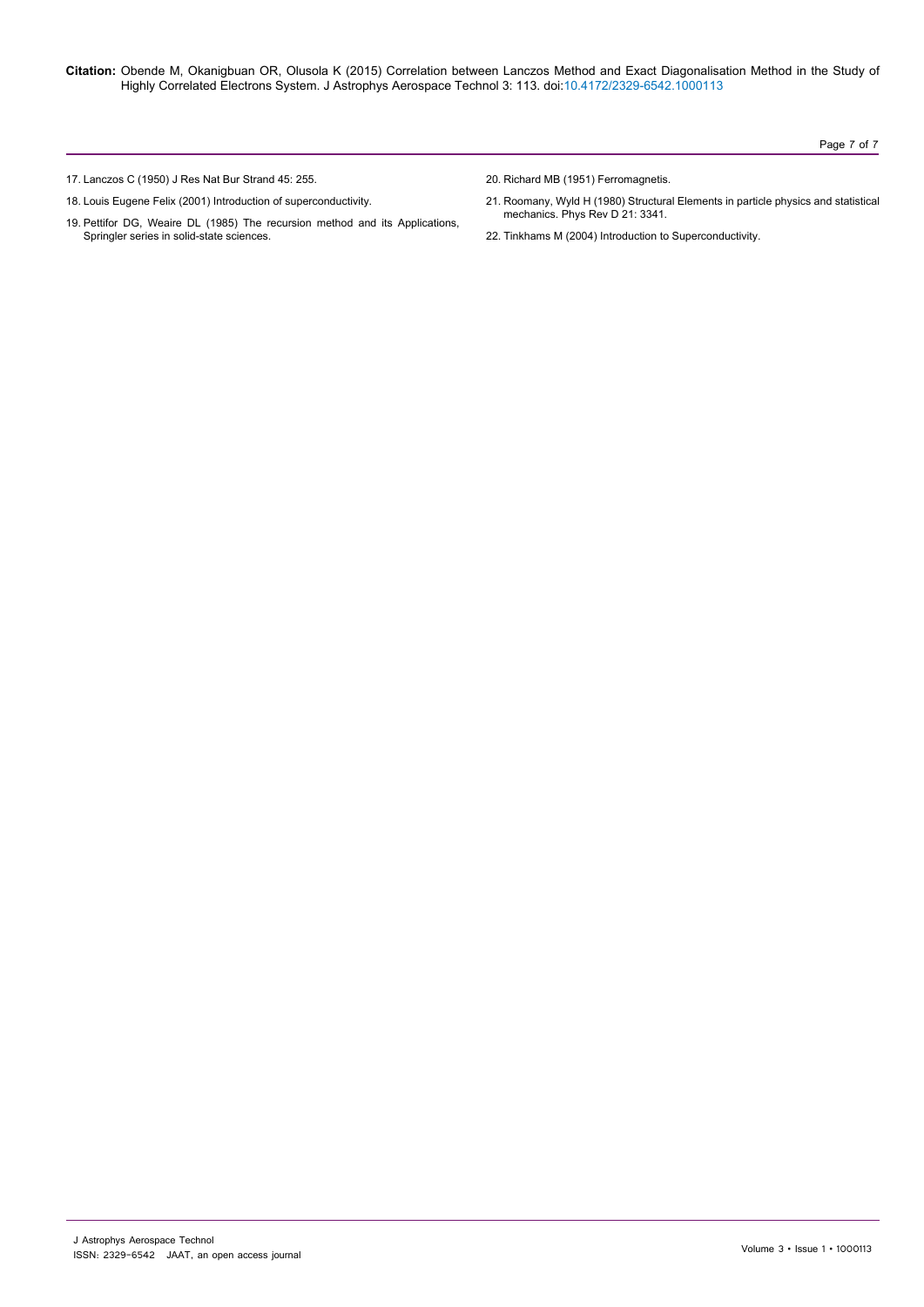17. Lanczos C (1950) J Res Nat Bur Strand 45: 255.
18. Louis Eugene Felix (2001) Introduction of superconductivity.
19. Pettifor DG, Weaire DL (1985) The recursion method and its Applications, Springler series in solid-state sciences.
20. Richard MB (1951) Ferromagnetis.
21. Roomany, Wyld H (1980) Structural Elements in particle physics and statistical mechanics. Phys Rev D 21: 3341.
22. Tinkhams M (2004) Introduction to Superconductivity.